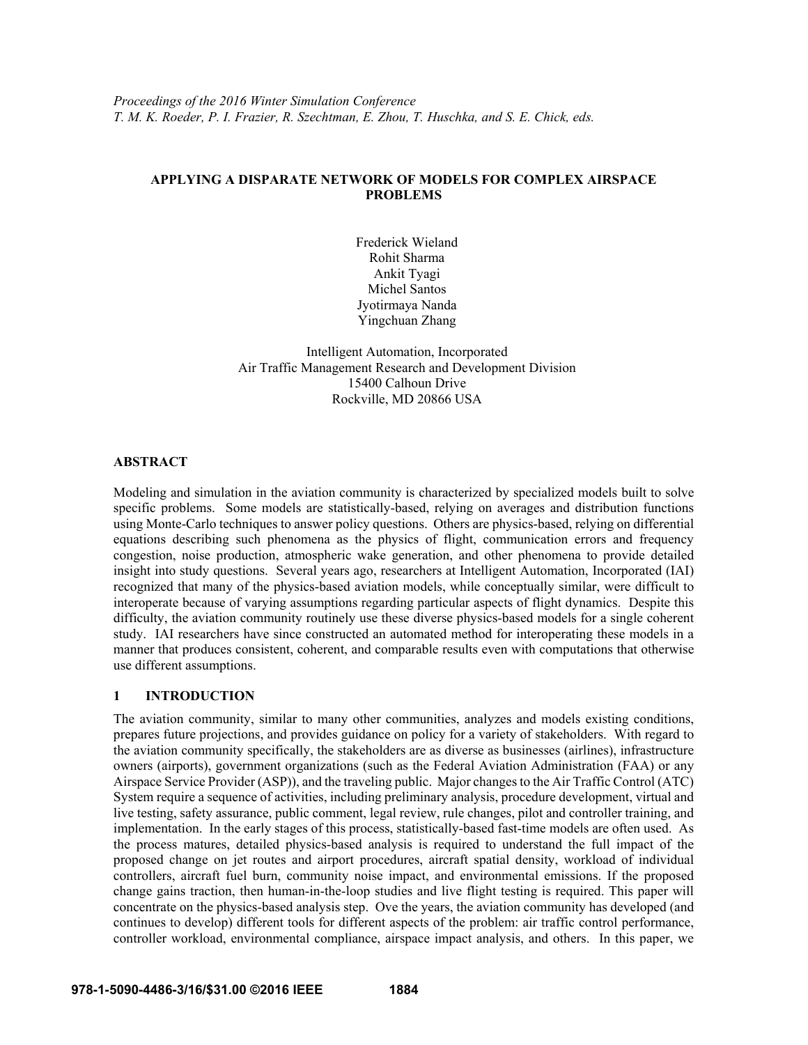*Proceedings of the 2016 Winter Simulation Conference*
*T. M. K. Roeder, P. I. Frazier, R. Szechtman, E. Zhou, T. Huschka, and S. E. Chick, eds.*

# APPLYING A DISPARATE NETWORK OF MODELS FOR COMPLEX AIRSPACE PROBLEMS

Frederick Wieland
Rohit Sharma
Ankit Tyagi
Michel Santos
Jyotirmaya Nanda
Yingchuan Zhang

Intelligent Automation, Incorporated
Air Traffic Management Research and Development Division
15400 Calhoun Drive
Rockville, MD 20866 USA

## ABSTRACT

Modeling and simulation in the aviation community is characterized by specialized models built to solve specific problems. Some models are statistically-based, relying on averages and distribution functions using Monte-Carlo techniques to answer policy questions. Others are physics-based, relying on differential equations describing such phenomena as the physics of flight, communication errors and frequency congestion, noise production, atmospheric wake generation, and other phenomena to provide detailed insight into study questions. Several years ago, researchers at Intelligent Automation, Incorporated (IAI) recognized that many of the physics-based aviation models, while conceptually similar, were difficult to interoperate because of varying assumptions regarding particular aspects of flight dynamics. Despite this difficulty, the aviation community routinely use these diverse physics-based models for a single coherent study. IAI researchers have since constructed an automated method for interoperating these models in a manner that produces consistent, coherent, and comparable results even with computations that otherwise use different assumptions.

## 1 INTRODUCTION

The aviation community, similar to many other communities, analyzes and models existing conditions, prepares future projections, and provides guidance on policy for a variety of stakeholders. With regard to the aviation community specifically, the stakeholders are as diverse as businesses (airlines), infrastructure owners (airports), government organizations (such as the Federal Aviation Administration (FAA) or any Airspace Service Provider (ASP)), and the traveling public. Major changes to the Air Traffic Control (ATC) System require a sequence of activities, including preliminary analysis, procedure development, virtual and live testing, safety assurance, public comment, legal review, rule changes, pilot and controller training, and implementation. In the early stages of this process, statistically-based fast-time models are often used. As the process matures, detailed physics-based analysis is required to understand the full impact of the proposed change on jet routes and airport procedures, aircraft spatial density, workload of individual controllers, aircraft fuel burn, community noise impact, and environmental emissions. If the proposed change gains traction, then human-in-the-loop studies and live flight testing is required. This paper will concentrate on the physics-based analysis step. Ove the years, the aviation community has developed (and continues to develop) different tools for different aspects of the problem: air traffic control performance, controller workload, environmental compliance, airspace impact analysis, and others. In this paper, we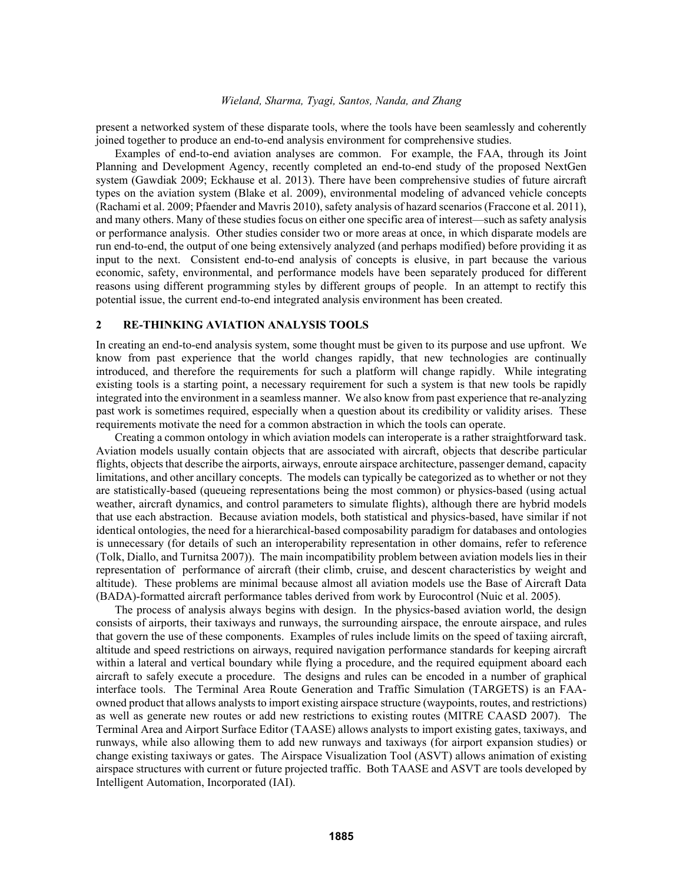present a networked system of these disparate tools, where the tools have been seamlessly and coherently joined together to produce an end-to-end analysis environment for comprehensive studies.

Examples of end-to-end aviation analyses are common. For example, the FAA, through its Joint Planning and Development Agency, recently completed an end-to-end study of the proposed NextGen system (Gawdiak 2009; Eckhause et al. 2013). There have been comprehensive studies of future aircraft types on the aviation system (Blake et al. 2009), environmental modeling of advanced vehicle concepts (Rachami et al. 2009; Pfaender and Mavris 2010), safety analysis of hazard scenarios (Fraccone et al. 2011), and many others. Many of these studies focus on either one specific area of interest—such as safety analysis or performance analysis. Other studies consider two or more areas at once, in which disparate models are run end-to-end, the output of one being extensively analyzed (and perhaps modified) before providing it as input to the next. Consistent end-to-end analysis of concepts is elusive, in part because the various economic, safety, environmental, and performance models have been separately produced for different reasons using different programming styles by different groups of people. In an attempt to rectify this potential issue, the current end-to-end integrated analysis environment has been created.

## 2 RE-THINKING AVIATION ANALYSIS TOOLS

In creating an end-to-end analysis system, some thought must be given to its purpose and use upfront. We know from past experience that the world changes rapidly, that new technologies are continually introduced, and therefore the requirements for such a platform will change rapidly. While integrating existing tools is a starting point, a necessary requirement for such a system is that new tools be rapidly integrated into the environment in a seamless manner. We also know from past experience that re-analyzing past work is sometimes required, especially when a question about its credibility or validity arises. These requirements motivate the need for a common abstraction in which the tools can operate.

Creating a common ontology in which aviation models can interoperate is a rather straightforward task. Aviation models usually contain objects that are associated with aircraft, objects that describe particular flights, objects that describe the airports, airways, enroute airspace architecture, passenger demand, capacity limitations, and other ancillary concepts. The models can typically be categorized as to whether or not they are statistically-based (queueing representations being the most common) or physics-based (using actual weather, aircraft dynamics, and control parameters to simulate flights), although there are hybrid models that use each abstraction. Because aviation models, both statistical and physics-based, have similar if not identical ontologies, the need for a hierarchical-based composability paradigm for databases and ontologies is unnecessary (for details of such an interoperability representation in other domains, refer to reference (Tolk, Diallo, and Turnitsa 2007)). The main incompatibility problem between aviation models lies in their representation of performance of aircraft (their climb, cruise, and descent characteristics by weight and altitude). These problems are minimal because almost all aviation models use the Base of Aircraft Data (BADA)-formatted aircraft performance tables derived from work by Eurocontrol (Nuic et al. 2005).

The process of analysis always begins with design. In the physics-based aviation world, the design consists of airports, their taxiways and runways, the surrounding airspace, the enroute airspace, and rules that govern the use of these components. Examples of rules include limits on the speed of taxiing aircraft, altitude and speed restrictions on airways, required navigation performance standards for keeping aircraft within a lateral and vertical boundary while flying a procedure, and the required equipment aboard each aircraft to safely execute a procedure. The designs and rules can be encoded in a number of graphical interface tools. The Terminal Area Route Generation and Traffic Simulation (TARGETS) is an FAA-owned product that allows analysts to import existing airspace structure (waypoints, routes, and restrictions) as well as generate new routes or add new restrictions to existing routes (MITRE CAASD 2007). The Terminal Area and Airport Surface Editor (TAASE) allows analysts to import existing gates, taxiways, and runways, while also allowing them to add new runways and taxiways (for airport expansion studies) or change existing taxiways or gates. The Airspace Visualization Tool (ASVT) allows animation of existing airspace structures with current or future projected traffic. Both TAASE and ASVT are tools developed by Intelligent Automation, Incorporated (IAI).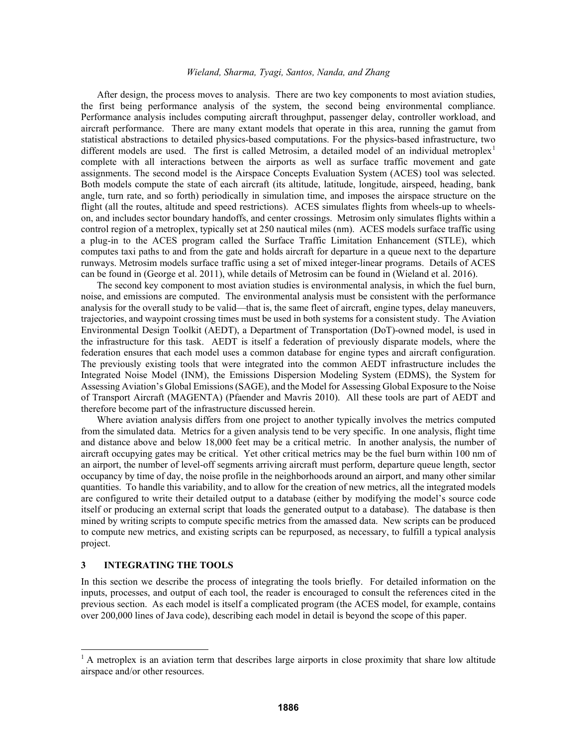After design, the process moves to analysis. There are two key components to most aviation studies, the first being performance analysis of the system, the second being environmental compliance. Performance analysis includes computing aircraft throughput, passenger delay, controller workload, and aircraft performance. There are many extant models that operate in this area, running the gamut from statistical abstractions to detailed physics-based computations. For the physics-based infrastructure, two different models are used. The first is called Metrosim, a detailed model of an individual metroplex[1] complete with all interactions between the airports as well as surface traffic movement and gate assignments. The second model is the Airspace Concepts Evaluation System (ACES) tool was selected. Both models compute the state of each aircraft (its altitude, latitude, longitude, airspeed, heading, bank angle, turn rate, and so forth) periodically in simulation time, and imposes the airspace structure on the flight (all the routes, altitude and speed restrictions). ACES simulates flights from wheels-up to wheels-on, and includes sector boundary handoffs, and center crossings. Metrosim only simulates flights within a control region of a metroplex, typically set at 250 nautical miles (nm). ACES models surface traffic using a plug-in to the ACES program called the Surface Traffic Limitation Enhancement (STLE), which computes taxi paths to and from the gate and holds aircraft for departure in a queue next to the departure runways. Metrosim models surface traffic using a set of mixed integer-linear programs. Details of ACES can be found in (George et al. 2011), while details of Metrosim can be found in (Wieland et al. 2016).

The second key component to most aviation studies is environmental analysis, in which the fuel burn, noise, and emissions are computed. The environmental analysis must be consistent with the performance analysis for the overall study to be valid—that is, the same fleet of aircraft, engine types, delay maneuvers, trajectories, and waypoint crossing times must be used in both systems for a consistent study. The Aviation Environmental Design Toolkit (AEDT), a Department of Transportation (DoT)-owned model, is used in the infrastructure for this task. AEDT is itself a federation of previously disparate models, where the federation ensures that each model uses a common database for engine types and aircraft configuration. The previously existing tools that were integrated into the common AEDT infrastructure includes the Integrated Noise Model (INM), the Emissions Dispersion Modeling System (EDMS), the System for Assessing Aviation's Global Emissions (SAGE), and the Model for Assessing Global Exposure to the Noise of Transport Aircraft (MAGENTA) (Pfaender and Mavris 2010). All these tools are part of AEDT and therefore become part of the infrastructure discussed herein.

Where aviation analysis differs from one project to another typically involves the metrics computed from the simulated data. Metrics for a given analysis tend to be very specific. In one analysis, flight time and distance above and below 18,000 feet may be a critical metric. In another analysis, the number of aircraft occupying gates may be critical. Yet other critical metrics may be the fuel burn within 100 nm of an airport, the number of level-off segments arriving aircraft must perform, departure queue length, sector occupancy by time of day, the noise profile in the neighborhoods around an airport, and many other similar quantities. To handle this variability, and to allow for the creation of new metrics, all the integrated models are configured to write their detailed output to a database (either by modifying the model's source code itself or producing an external script that loads the generated output to a database). The database is then mined by writing scripts to compute specific metrics from the amassed data. New scripts can be produced to compute new metrics, and existing scripts can be repurposed, as necessary, to fulfill a typical analysis project.

## 3 INTEGRATING THE TOOLS

In this section we describe the process of integrating the tools briefly. For detailed information on the inputs, processes, and output of each tool, the reader is encouraged to consult the references cited in the previous section. As each model is itself a complicated program (the ACES model, for example, contains over 200,000 lines of Java code), describing each model in detail is beyond the scope of this paper.

---

[1] A metroplex is an aviation term that describes large airports in close proximity that share low altitude airspace and/or other resources.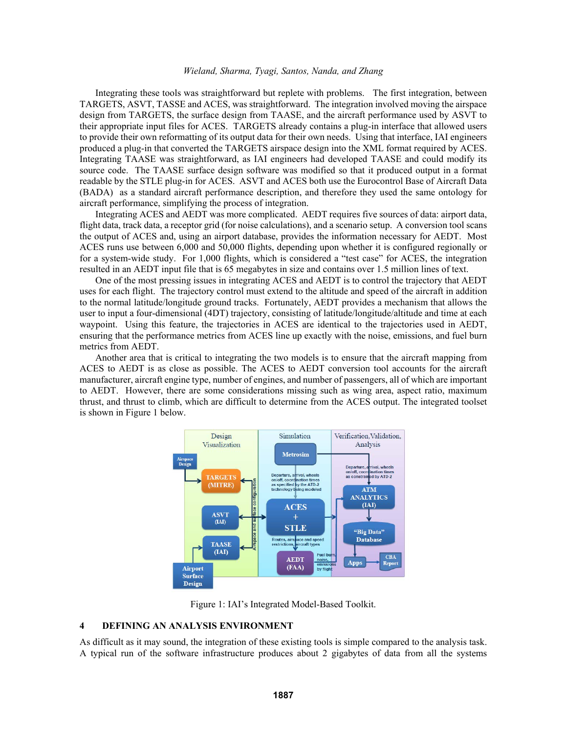Integrating these tools was straightforward but replete with problems. The first integration, between TARGETS, ASVT, TASSE and ACES, was straightforward. The integration involved moving the airspace design from TARGETS, the surface design from TAASE, and the aircraft performance used by ASVT to their appropriate input files for ACES. TARGETS already contains a plug-in interface that allowed users to provide their own reformatting of its output data for their own needs. Using that interface, IAI engineers produced a plug-in that converted the TARGETS airspace design into the XML format required by ACES. Integrating TAASE was straightforward, as IAI engineers had developed TAASE and could modify its source code. The TAASE surface design software was modified so that it produced output in a format readable by the STLE plug-in for ACES. ASVT and ACES both use the Eurocontrol Base of Aircraft Data (BADA) as a standard aircraft performance description, and therefore they used the same ontology for aircraft performance, simplifying the process of integration.

Integrating ACES and AEDT was more complicated. AEDT requires five sources of data: airport data, flight data, track data, a receptor grid (for noise calculations), and a scenario setup. A conversion tool scans the output of ACES and, using an airport database, provides the information necessary for AEDT. Most ACES runs use between 6,000 and 50,000 flights, depending upon whether it is configured regionally or for a system-wide study. For 1,000 flights, which is considered a "test case" for ACES, the integration resulted in an AEDT input file that is 65 megabytes in size and contains over 1.5 million lines of text.

One of the most pressing issues in integrating ACES and AEDT is to control the trajectory that AEDT uses for each flight. The trajectory control must extend to the altitude and speed of the aircraft in addition to the normal latitude/longitude ground tracks. Fortunately, AEDT provides a mechanism that allows the user to input a four-dimensional (4DT) trajectory, consisting of latitude/longitude/altitude and time at each waypoint. Using this feature, the trajectories in ACES are identical to the trajectories used in AEDT, ensuring that the performance metrics from ACES line up exactly with the noise, emissions, and fuel burn metrics from AEDT.

Another area that is critical to integrating the two models is to ensure that the aircraft mapping from ACES to AEDT is as close as possible. The ACES to AEDT conversion tool accounts for the aircraft manufacturer, aircraft engine type, number of engines, and number of passengers, all of which are important to AEDT. However, there are some considerations missing such as wing area, aspect ratio, maximum thrust, and thrust to climb, which are difficult to determine from the ACES output. The integrated toolset is shown in Figure 1 below.

Design Visualization

Simulation

Verification, Validation, Analysis

Airspace Design

TARGETS (MITRE)

ASVT (IAI)

TAASE (IAI)

Airport Surface Design

Airspace and surface configuration

Metrosim

Departure, arrival, wheels on/off, coordination times as specified by the ATD-2 technology being modeled

ACES + STLE

Routes, airspace and speed restrictions, aircraft types

AEDT (FAA)

Fuel burn, noise, emissions by flight

Departure, arrival, wheels on/off, coordination times as constrained by ATD-2

ATM ANALYTICS (IAI)

"Big Data" Database

Apps

CBA Report

Figure 1: IAI's Integrated Model-Based Toolkit.

## 4 DEFINING AN ANALYSIS ENVIRONMENT

As difficult as it may sound, the integration of these existing tools is simple compared to the analysis task. A typical run of the software infrastructure produces about 2 gigabytes of data from all the systems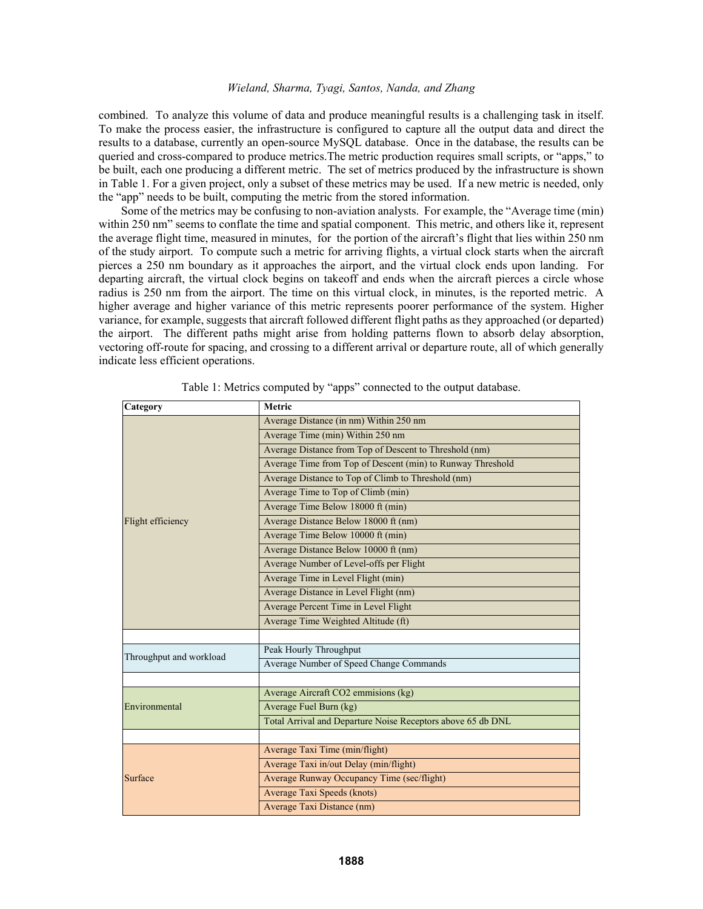combined. To analyze this volume of data and produce meaningful results is a challenging task in itself. To make the process easier, the infrastructure is configured to capture all the output data and direct the results to a database, currently an open-source MySQL database. Once in the database, the results can be queried and cross-compared to produce metrics.The metric production requires small scripts, or "apps," to be built, each one producing a different metric. The set of metrics produced by the infrastructure is shown in Table 1. For a given project, only a subset of these metrics may be used. If a new metric is needed, only the "app" needs to be built, computing the metric from the stored information.

Some of the metrics may be confusing to non-aviation analysts. For example, the "Average time (min) within 250 nm" seems to conflate the time and spatial component. This metric, and others like it, represent the average flight time, measured in minutes, for the portion of the aircraft's flight that lies within 250 nm of the study airport. To compute such a metric for arriving flights, a virtual clock starts when the aircraft pierces a 250 nm boundary as it approaches the airport, and the virtual clock ends upon landing. For departing aircraft, the virtual clock begins on takeoff and ends when the aircraft pierces a circle whose radius is 250 nm from the airport. The time on this virtual clock, in minutes, is the reported metric. A higher average and higher variance of this metric represents poorer performance of the system. Higher variance, for example, suggests that aircraft followed different flight paths as they approached (or departed) the airport. The different paths might arise from holding patterns flown to absorb delay absorption, vectoring off-route for spacing, and crossing to a different arrival or departure route, all of which generally indicate less efficient operations.

Table 1: Metrics computed by "apps" connected to the output database.

| Category | Metric |
|---|---|
| Flight efficiency | Average Distance (in nm) Within 250 nm |
| | Average Time (min) Within 250 nm |
| | Average Distance from Top of Descent to Threshold (nm) |
| | Average Time from Top of Descent (min) to Runway Threshold |
| | Average Distance to Top of Climb to Threshold (nm) |
| | Average Time to Top of Climb (min) |
| | Average Time Below 18000 ft (min) |
| | Average Distance Below 18000 ft (nm) |
| | Average Time Below 10000 ft (min) |
| | Average Distance Below 10000 ft (nm) |
| | Average Number of Level-offs per Flight |
| | Average Time in Level Flight (min) |
| | Average Distance in Level Flight (nm) |
| | Average Percent Time in Level Flight |
| | Average Time Weighted Altitude (ft) |
| | |
| Throughput and workload | Peak Hourly Throughput |
| | Average Number of Speed Change Commands |
| | |
| Environmental | Average Aircraft $CO_2$ emmisions (kg) |
| | Average Fuel Burn (kg) |
| | Total Arrival and Departure Noise Receptors above 65 db DNL |
| | |
| Surface | Average Taxi Time (min/flight) |
| | Average Taxi in/out Delay (min/flight) |
| | Average Runway Occupancy Time (sec/flight) |
| | Average Taxi Speeds (knots) |
| | Average Taxi Distance (nm) |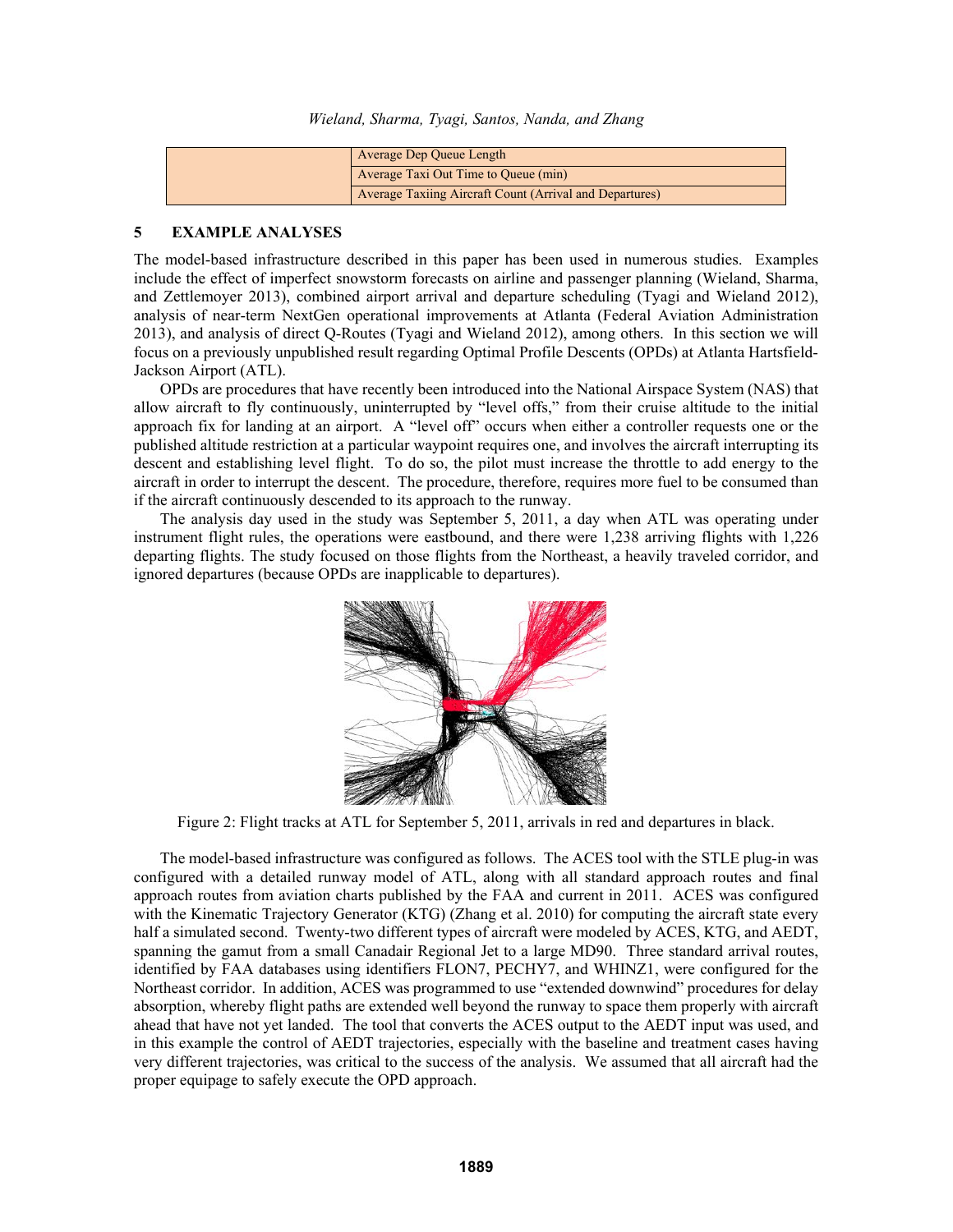| | Average Dep Queue Length |
|---|---|
| | Average Taxi Out Time to Queue (min) |
| | Average Taxiing Aircraft Count (Arrival and Departures) |

## 5 EXAMPLE ANALYSES

The model-based infrastructure described in this paper has been used in numerous studies. Examples include the effect of imperfect snowstorm forecasts on airline and passenger planning (Wieland, Sharma, and Zettlemoyer 2013), combined airport arrival and departure scheduling (Tyagi and Wieland 2012), analysis of near-term NextGen operational improvements at Atlanta (Federal Aviation Administration 2013), and analysis of direct Q-Routes (Tyagi and Wieland 2012), among others. In this section we will focus on a previously unpublished result regarding Optimal Profile Descents (OPDs) at Atlanta Hartsfield-Jackson Airport (ATL).

OPDs are procedures that have recently been introduced into the National Airspace System (NAS) that allow aircraft to fly continuously, uninterrupted by "level offs," from their cruise altitude to the initial approach fix for landing at an airport. A "level off" occurs when either a controller requests one or the published altitude restriction at a particular waypoint requires one, and involves the aircraft interrupting its descent and establishing level flight. To do so, the pilot must increase the throttle to add energy to the aircraft in order to interrupt the descent. The procedure, therefore, requires more fuel to be consumed than if the aircraft continuously descended to its approach to the runway.

The analysis day used in the study was September 5, 2011, a day when ATL was operating under instrument flight rules, the operations were eastbound, and there were 1,238 arriving flights with 1,226 departing flights. The study focused on those flights from the Northeast, a heavily traveled corridor, and ignored departures (because OPDs are inapplicable to departures).

Figure 2: Flight tracks at ATL for September 5, 2011, arrivals in red and departures in black.

The model-based infrastructure was configured as follows. The ACES tool with the STLE plug-in was configured with a detailed runway model of ATL, along with all standard approach routes and final approach routes from aviation charts published by the FAA and current in 2011. ACES was configured with the Kinematic Trajectory Generator (KTG) (Zhang et al. 2010) for computing the aircraft state every half a simulated second. Twenty-two different types of aircraft were modeled by ACES, KTG, and AEDT, spanning the gamut from a small Canadair Regional Jet to a large MD90. Three standard arrival routes, identified by FAA databases using identifiers FLON7, PECHY7, and WHINZ1, were configured for the Northeast corridor. In addition, ACES was programmed to use "extended downwind" procedures for delay absorption, whereby flight paths are extended well beyond the runway to space them properly with aircraft ahead that have not yet landed. The tool that converts the ACES output to the AEDT input was used, and in this example the control of AEDT trajectories, especially with the baseline and treatment cases having very different trajectories, was critical to the success of the analysis. We assumed that all aircraft had the proper equipage to safely execute the OPD approach.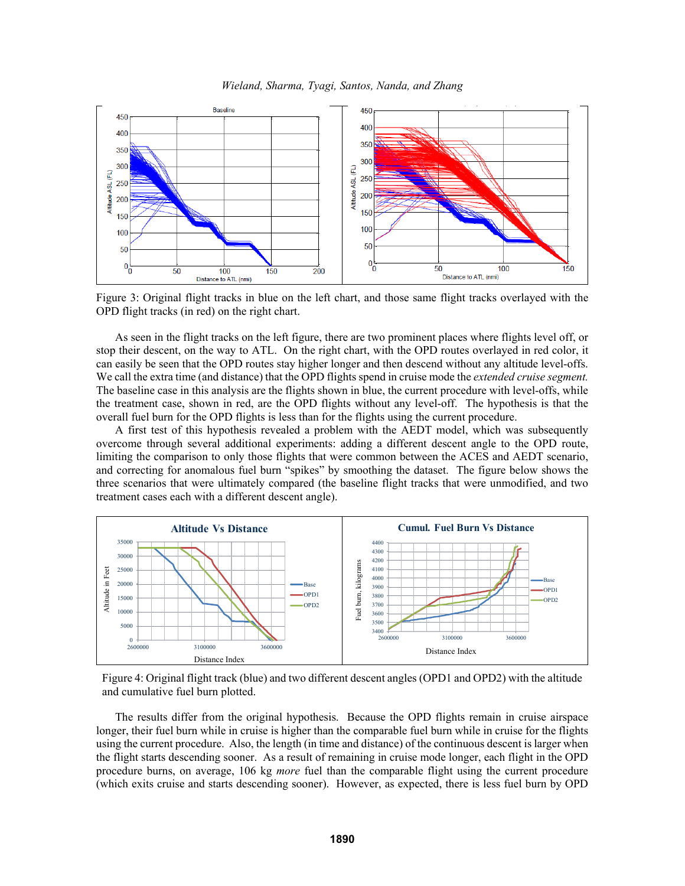Baseline

450
400
350
300
250
200
150
100
50
0

Altitude ASL (FL)

0
50
100
150
200

Distance to ATL (nmi)

450
400
350
300
250
200
150
100
50
0

Altitude ASL (FL)

0
50
100
150

Distance to ATL (nmi)

Figure 3: Original flight tracks in blue on the left chart, and those same flight tracks overlayed with the OPD flight tracks (in red) on the right chart.

As seen in the flight tracks on the left figure, there are two prominent places where flights level off, or stop their descent, on the way to ATL. On the right chart, with the OPD routes overlayed in red color, it can easily be seen that the OPD routes stay higher longer and then descend without any altitude level-offs. We call the extra time (and distance) that the OPD flights spend in cruise mode the *extended cruise segment.* The baseline case in this analysis are the flights shown in blue, the current procedure with level-offs, while the treatment case, shown in red, are the OPD flights without any level-off. The hypothesis is that the overall fuel burn for the OPD flights is less than for the flights using the current procedure.

A first test of this hypothesis revealed a problem with the AEDT model, which was subsequently overcome through several additional experiments: adding a different descent angle to the OPD route, limiting the comparison to only those flights that were common between the ACES and AEDT scenario, and correcting for anomalous fuel burn "spikes" by smoothing the dataset. The figure below shows the three scenarios that were ultimately compared (the baseline flight tracks that were unmodified, and two treatment cases each with a different descent angle).

Altitude Vs Distance

35000
30000
25000
20000
15000
10000
5000
0

Altitude in Feet

2600000
3100000
3600000

Distance Index

Base
OPD1
OPD2

Cumul. Fuel Burn Vs Distance

4400
4300
4200
4100
4000
3900
3800
3700
3600
3500
3400

Fuel burn, kilograms

2600000
3100000
3600000

Distance Index

Base
OPD1
OPD2

Figure 4: Original flight track (blue) and two different descent angles (OPD1 and OPD2) with the altitude and cumulative fuel burn plotted.

The results differ from the original hypothesis. Because the OPD flights remain in cruise airspace longer, their fuel burn while in cruise is higher than the comparable fuel burn while in cruise for the flights using the current procedure. Also, the length (in time and distance) of the continuous descent is larger when the flight starts descending sooner. As a result of remaining in cruise mode longer, each flight in the OPD procedure burns, on average, 106 kg *more* fuel than the comparable flight using the current procedure (which exits cruise and starts descending sooner). However, as expected, there is less fuel burn by OPD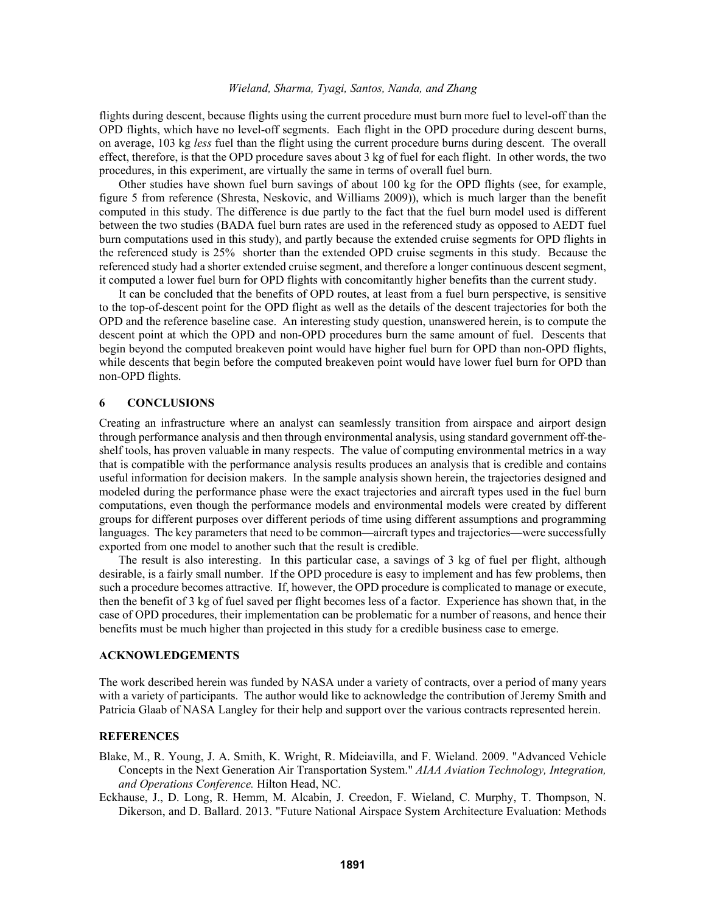flights during descent, because flights using the current procedure must burn more fuel to level-off than the OPD flights, which have no level-off segments. Each flight in the OPD procedure during descent burns, on average, 103 kg *less* fuel than the flight using the current procedure burns during descent. The overall effect, therefore, is that the OPD procedure saves about 3 kg of fuel for each flight. In other words, the two procedures, in this experiment, are virtually the same in terms of overall fuel burn.

Other studies have shown fuel burn savings of about 100 kg for the OPD flights (see, for example, figure 5 from reference (Shresta, Neskovic, and Williams 2009)), which is much larger than the benefit computed in this study. The difference is due partly to the fact that the fuel burn model used is different between the two studies (BADA fuel burn rates are used in the referenced study as opposed to AEDT fuel burn computations used in this study), and partly because the extended cruise segments for OPD flights in the referenced study is 25% shorter than the extended OPD cruise segments in this study. Because the referenced study had a shorter extended cruise segment, and therefore a longer continuous descent segment, it computed a lower fuel burn for OPD flights with concomitantly higher benefits than the current study.

It can be concluded that the benefits of OPD routes, at least from a fuel burn perspective, is sensitive to the top-of-descent point for the OPD flight as well as the details of the descent trajectories for both the OPD and the reference baseline case. An interesting study question, unanswered herein, is to compute the descent point at which the OPD and non-OPD procedures burn the same amount of fuel. Descents that begin beyond the computed breakeven point would have higher fuel burn for OPD than non-OPD flights, while descents that begin before the computed breakeven point would have lower fuel burn for OPD than non-OPD flights.

## 6 CONCLUSIONS

Creating an infrastructure where an analyst can seamlessly transition from airspace and airport design through performance analysis and then through environmental analysis, using standard government off-the-shelf tools, has proven valuable in many respects. The value of computing environmental metrics in a way that is compatible with the performance analysis results produces an analysis that is credible and contains useful information for decision makers. In the sample analysis shown herein, the trajectories designed and modeled during the performance phase were the exact trajectories and aircraft types used in the fuel burn computations, even though the performance models and environmental models were created by different groups for different purposes over different periods of time using different assumptions and programming languages. The key parameters that need to be common—aircraft types and trajectories—were successfully exported from one model to another such that the result is credible.

The result is also interesting. In this particular case, a savings of 3 kg of fuel per flight, although desirable, is a fairly small number. If the OPD procedure is easy to implement and has few problems, then such a procedure becomes attractive. If, however, the OPD procedure is complicated to manage or execute, then the benefit of 3 kg of fuel saved per flight becomes less of a factor. Experience has shown that, in the case of OPD procedures, their implementation can be problematic for a number of reasons, and hence their benefits must be much higher than projected in this study for a credible business case to emerge.

## ACKNOWLEDGEMENTS

The work described herein was funded by NASA under a variety of contracts, over a period of many years with a variety of participants. The author would like to acknowledge the contribution of Jeremy Smith and Patricia Glaab of NASA Langley for their help and support over the various contracts represented herein.

## REFERENCES

Blake, M., R. Young, J. A. Smith, K. Wright, R. Mideiavilla, and F. Wieland. 2009. "Advanced Vehicle Concepts in the Next Generation Air Transportation System." *AIAA Aviation Technology, Integration, and Operations Conference.* Hilton Head, NC.

Eckhause, J., D. Long, R. Hemm, M. Alcabin, J. Creedon, F. Wieland, C. Murphy, T. Thompson, N. Dikerson, and D. Ballard. 2013. "Future National Airspace System Architecture Evaluation: Methods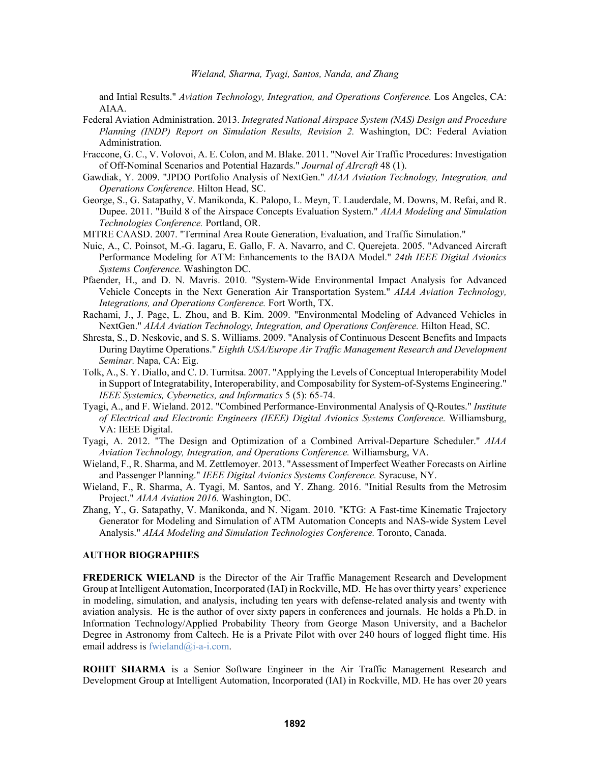and Intial Results." *Aviation Technology, Integration, and Operations Conference.* Los Angeles, CA: AIAA.

Federal Aviation Administration. 2013. *Integrated National Airspace System (NAS) Design and Procedure Planning (INDP) Report on Simulation Results, Revision 2.* Washington, DC: Federal Aviation Administration.

Fraccone, G. C., V. Volovoi, A. E. Colon, and M. Blake. 2011. "Novel Air Traffic Procedures: Investigation of Off-Nominal Scenarios and Potential Hazards." *Journal of AIrcraft* 48 (1).

Gawdiak, Y. 2009. "JPDO Portfolio Analysis of NextGen." *AIAA Aviation Technology, Integration, and Operations Conference.* Hilton Head, SC.

George, S., G. Satapathy, V. Manikonda, K. Palopo, L. Meyn, T. Lauderdale, M. Downs, M. Refai, and R. Dupee. 2011. "Build 8 of the Airspace Concepts Evaluation System." *AIAA Modeling and Simulation Technologies Conference.* Portland, OR.

MITRE CAASD. 2007. "Terminal Area Route Generation, Evaluation, and Traffic Simulation."

Nuic, A., C. Poinsot, M.-G. Iagaru, E. Gallo, F. A. Navarro, and C. Querejeta. 2005. "Advanced Aircraft Performance Modeling for ATM: Enhancements to the BADA Model." *24th IEEE Digital Avionics Systems Conference.* Washington DC.

Pfaender, H., and D. N. Mavris. 2010. "System-Wide Environmental Impact Analysis for Advanced Vehicle Concepts in the Next Generation Air Transportation System." *AIAA Aviation Technology, Integrations, and Operations Conference.* Fort Worth, TX.

Rachami, J., J. Page, L. Zhou, and B. Kim. 2009. "Environmental Modeling of Advanced Vehicles in NextGen." *AIAA Aviation Technology, Integration, and Operations Conference.* Hilton Head, SC.

Shresta, S., D. Neskovic, and S. S. Williams. 2009. "Analysis of Continuous Descent Benefits and Impacts During Daytime Operations." *Eighth USA/Europe Air Traffic Management Research and Development Seminar.* Napa, CA: Eig.

Tolk, A., S. Y. Diallo, and C. D. Turnitsa. 2007. "Applying the Levels of Conceptual Interoperability Model in Support of Integratability, Interoperability, and Composability for System-of-Systems Engineering." *IEEE Systemics, Cybernetics, and Informatics* 5 (5): 65-74.

Tyagi, A., and F. Wieland. 2012. "Combined Performance-Environmental Analysis of Q-Routes." *Institute of Electrical and Electronic Engineers (IEEE) Digital Avionics Systems Conference.* Williamsburg, VA: IEEE Digital.

Tyagi, A. 2012. "The Design and Optimization of a Combined Arrival-Departure Scheduler." *AIAA Aviation Technology, Integration, and Operations Conference.* Williamsburg, VA.

Wieland, F., R. Sharma, and M. Zettlemoyer. 2013. "Assessment of Imperfect Weather Forecasts on Airline and Passenger Planning." *IEEE Digital Avionics Systems Conference.* Syracuse, NY.

Wieland, F., R. Sharma, A. Tyagi, M. Santos, and Y. Zhang. 2016. "Initial Results from the Metrosim Project." *AIAA Aviation 2016.* Washington, DC.

Zhang, Y., G. Satapathy, V. Manikonda, and N. Nigam. 2010. "KTG: A Fast-time Kinematic Trajectory Generator for Modeling and Simulation of ATM Automation Concepts and NAS-wide System Level Analysis." *AIAA Modeling and Simulation Technologies Conference.* Toronto, Canada.

## AUTHOR BIOGRAPHIES

**FREDERICK WIELAND** is the Director of the Air Traffic Management Research and Development Group at Intelligent Automation, Incorporated (IAI) in Rockville, MD. He has over thirty years' experience in modeling, simulation, and analysis, including ten years with defense-related analysis and twenty with aviation analysis. He is the author of over sixty papers in conferences and journals. He holds a Ph.D. in Information Technology/Applied Probability Theory from George Mason University, and a Bachelor Degree in Astronomy from Caltech. He is a Private Pilot with over 240 hours of logged flight time. His email address is fwieland@i-a-i.com.

**ROHIT SHARMA** is a Senior Software Engineer in the Air Traffic Management Research and Development Group at Intelligent Automation, Incorporated (IAI) in Rockville, MD. He has over 20 years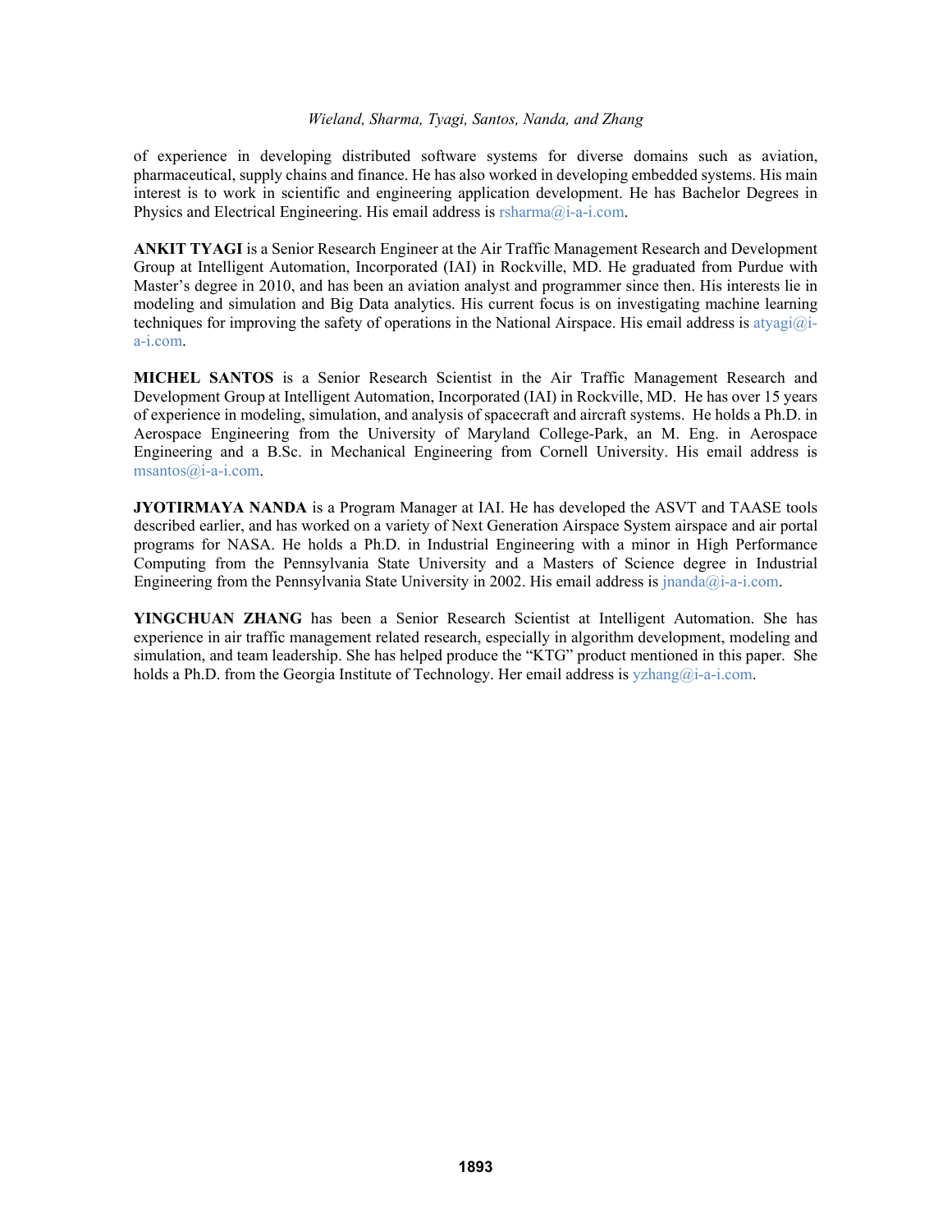of experience in developing distributed software systems for diverse domains such as aviation, pharmaceutical, supply chains and finance. He has also worked in developing embedded systems. His main interest is to work in scientific and engineering application development. He has Bachelor Degrees in Physics and Electrical Engineering. His email address is rsharma@i-a-i.com.

**ANKIT TYAGI** is a Senior Research Engineer at the Air Traffic Management Research and Development Group at Intelligent Automation, Incorporated (IAI) in Rockville, MD. He graduated from Purdue with Master's degree in 2010, and has been an aviation analyst and programmer since then. His interests lie in modeling and simulation and Big Data analytics. His current focus is on investigating machine learning techniques for improving the safety of operations in the National Airspace. His email address is atyagi@i-a-i.com.

**MICHEL SANTOS** is a Senior Research Scientist in the Air Traffic Management Research and Development Group at Intelligent Automation, Incorporated (IAI) in Rockville, MD. He has over 15 years of experience in modeling, simulation, and analysis of spacecraft and aircraft systems. He holds a Ph.D. in Aerospace Engineering from the University of Maryland College-Park, an M. Eng. in Aerospace Engineering and a B.Sc. in Mechanical Engineering from Cornell University. His email address is msantos@i-a-i.com.

**JYOTIRMAYA NANDA** is a Program Manager at IAI. He has developed the ASVT and TAASE tools described earlier, and has worked on a variety of Next Generation Airspace System airspace and air portal programs for NASA. He holds a Ph.D. in Industrial Engineering with a minor in High Performance Computing from the Pennsylvania State University and a Masters of Science degree in Industrial Engineering from the Pennsylvania State University in 2002. His email address is jnanda@i-a-i.com.

**YINGCHUAN ZHANG** has been a Senior Research Scientist at Intelligent Automation. She has experience in air traffic management related research, especially in algorithm development, modeling and simulation, and team leadership. She has helped produce the "KTG" product mentioned in this paper. She holds a Ph.D. from the Georgia Institute of Technology. Her email address is yzhang@i-a-i.com.